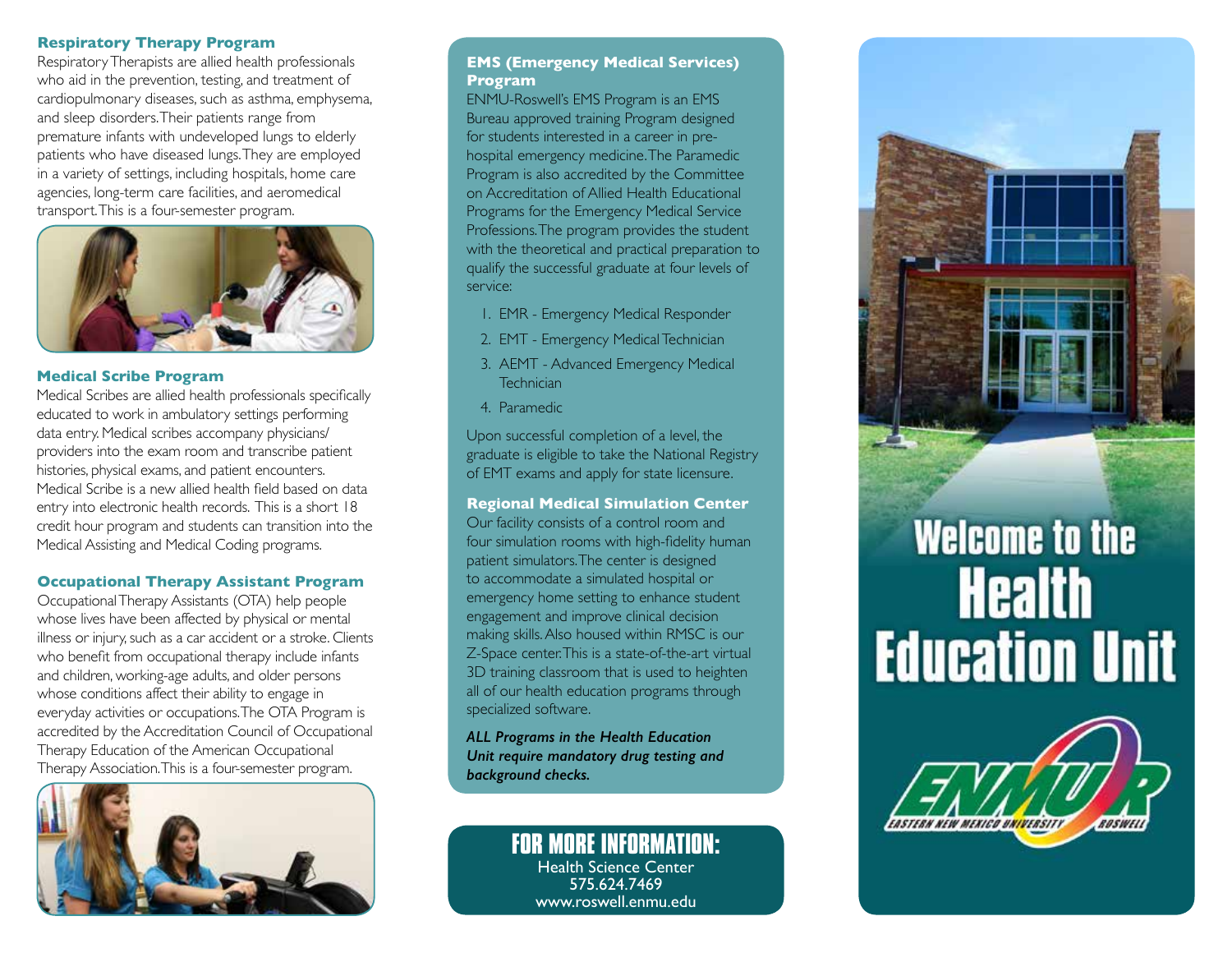## Respiratory Therapy Program

Respiratory Therapists are allied health professionals who aid in the prevention, testing, and treatment of cardiopulmonary diseases, such as asthma, emphysema, and sleep disorders. Their patients range from premature infants with undeveloped lungs to elderly patients who have diseased lungs. They are employed in a variety of settings, including hospitals, home care agencies, long-term care facilities, and aeromedical transport. This is a four-semester program.

## Medical Scribe Program

Medical Scribes are allied health professionals specifically educated to work in ambulatory settings performing data entry. Medical scribes accompany physicians/providers into the exam room and transcribe patient histories, physical exams, and patient encounters. Medical Scribe is a new allied health field based on data entry into electronic health records. This is a short 18 credit hour program and students can transition into the Medical Assisting and Medical Coding programs.

## Occupational Therapy Assistant Program

Occupational Therapy Assistants (OTA) help people whose lives have been affected by physical or mental illness or injury, such as a car accident or a stroke. Clients who benefit from occupational therapy include infants and children, working-age adults, and older persons whose conditions affect their ability to engage in everyday activities or occupations. The OTA Program is accredited by the Accreditation Council of Occupational Therapy Education of the American Occupational Therapy Association. This is a four-semester program.

## EMS (Emergency Medical Services) Program

ENMU-Roswell's EMS Program is an EMS Bureau approved training Program designed for students interested in a career in pre-hospital emergency medicine. The Paramedic Program is also accredited by the Committee on Accreditation of Allied Health Educational Programs for the Emergency Medical Service Professions. The program provides the student with the theoretical and practical preparation to qualify the successful graduate at four levels of service:

1. EMR - Emergency Medical Responder
2. EMT - Emergency Medical Technician
3. AEMT - Advanced Emergency Medical Technician
4. Paramedic

Upon successful completion of a level, the graduate is eligible to take the National Registry of EMT exams and apply for state licensure.

## Regional Medical Simulation Center

Our facility consists of a control room and four simulation rooms with high-fidelity human patient simulators. The center is designed to accommodate a simulated hospital or emergency home setting to enhance student engagement and improve clinical decision making skills. Also housed within RMSC is our Z-Space center. This is a state-of-the-art virtual 3D training classroom that is used to heighten all of our health education programs through specialized software.

***ALL Programs in the Health Education Unit require mandatory drug testing and background checks.***

## FOR MORE INFORMATION:

Health Science Center
575.624.7469
www.roswell.enmu.edu

# Welcome to the Health Education Unit

ENMU-R
EASTERN NEW MEXICO UNIVERSITY ROSWELL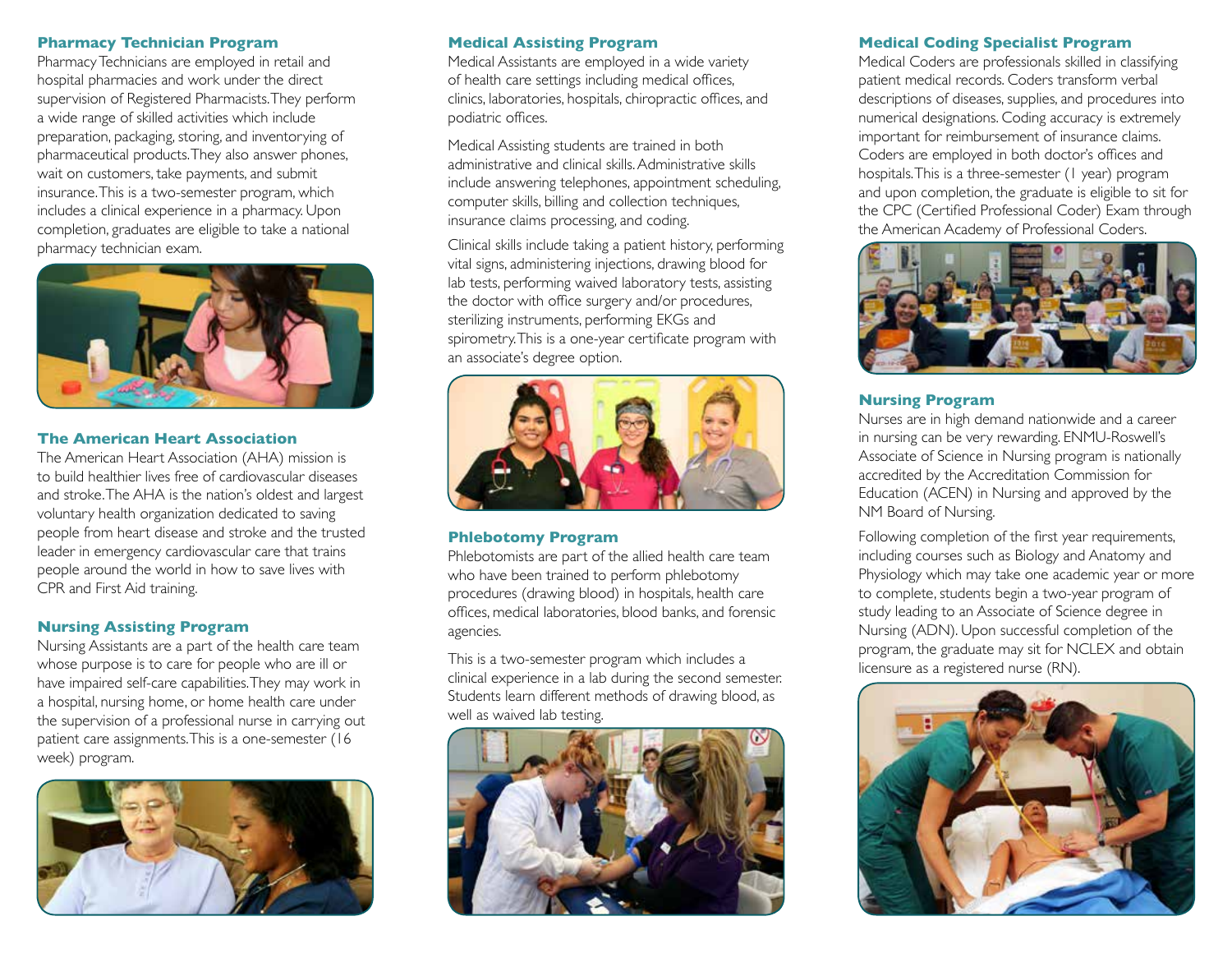### Pharmacy Technician Program

Pharmacy Technicians are employed in retail and hospital pharmacies and work under the direct supervision of Registered Pharmacists. They perform a wide range of skilled activities which include preparation, packaging, storing, and inventorying of pharmaceutical products. They also answer phones, wait on customers, take payments, and submit insurance. This is a two-semester program, which includes a clinical experience in a pharmacy. Upon completion, graduates are eligible to take a national pharmacy technician exam.

### The American Heart Association

The American Heart Association (AHA) mission is to build healthier lives free of cardiovascular diseases and stroke. The AHA is the nation's oldest and largest voluntary health organization dedicated to saving people from heart disease and stroke and the trusted leader in emergency cardiovascular care that trains people around the world in how to save lives with CPR and First Aid training.

### Nursing Assisting Program

Nursing Assistants are a part of the health care team whose purpose is to care for people who are ill or have impaired self-care capabilities. They may work in a hospital, nursing home, or home health care under the supervision of a professional nurse in carrying out patient care assignments. This is a one-semester (16 week) program.

### Medical Assisting Program

Medical Assistants are employed in a wide variety of health care settings including medical offices, clinics, laboratories, hospitals, chiropractic offices, and podiatric offices.

Medical Assisting students are trained in both administrative and clinical skills. Administrative skills include answering telephones, appointment scheduling, computer skills, billing and collection techniques, insurance claims processing, and coding.

Clinical skills include taking a patient history, performing vital signs, administering injections, drawing blood for lab tests, performing waived laboratory tests, assisting the doctor with office surgery and/or procedures, sterilizing instruments, performing EKGs and spirometry. This is a one-year certificate program with an associate's degree option.

### Phlebotomy Program

Phlebotomists are part of the allied health care team who have been trained to perform phlebotomy procedures (drawing blood) in hospitals, health care offices, medical laboratories, blood banks, and forensic agencies.

This is a two-semester program which includes a clinical experience in a lab during the second semester. Students learn different methods of drawing blood, as well as waived lab testing.

### Medical Coding Specialist Program

Medical Coders are professionals skilled in classifying patient medical records. Coders transform verbal descriptions of diseases, supplies, and procedures into numerical designations. Coding accuracy is extremely important for reimbursement of insurance claims. Coders are employed in both doctor's offices and hospitals. This is a three-semester (1 year) program and upon completion, the graduate is eligible to sit for the CPC (Certified Professional Coder) Exam through the American Academy of Professional Coders.

### Nursing Program

Nurses are in high demand nationwide and a career in nursing can be very rewarding. ENMU-Roswell's Associate of Science in Nursing program is nationally accredited by the Accreditation Commission for Education (ACEN) in Nursing and approved by the NM Board of Nursing.

Following completion of the first year requirements, including courses such as Biology and Anatomy and Physiology which may take one academic year or more to complete, students begin a two-year program of study leading to an Associate of Science degree in Nursing (ADN). Upon successful completion of the program, the graduate may sit for NCLEX and obtain licensure as a registered nurse (RN).